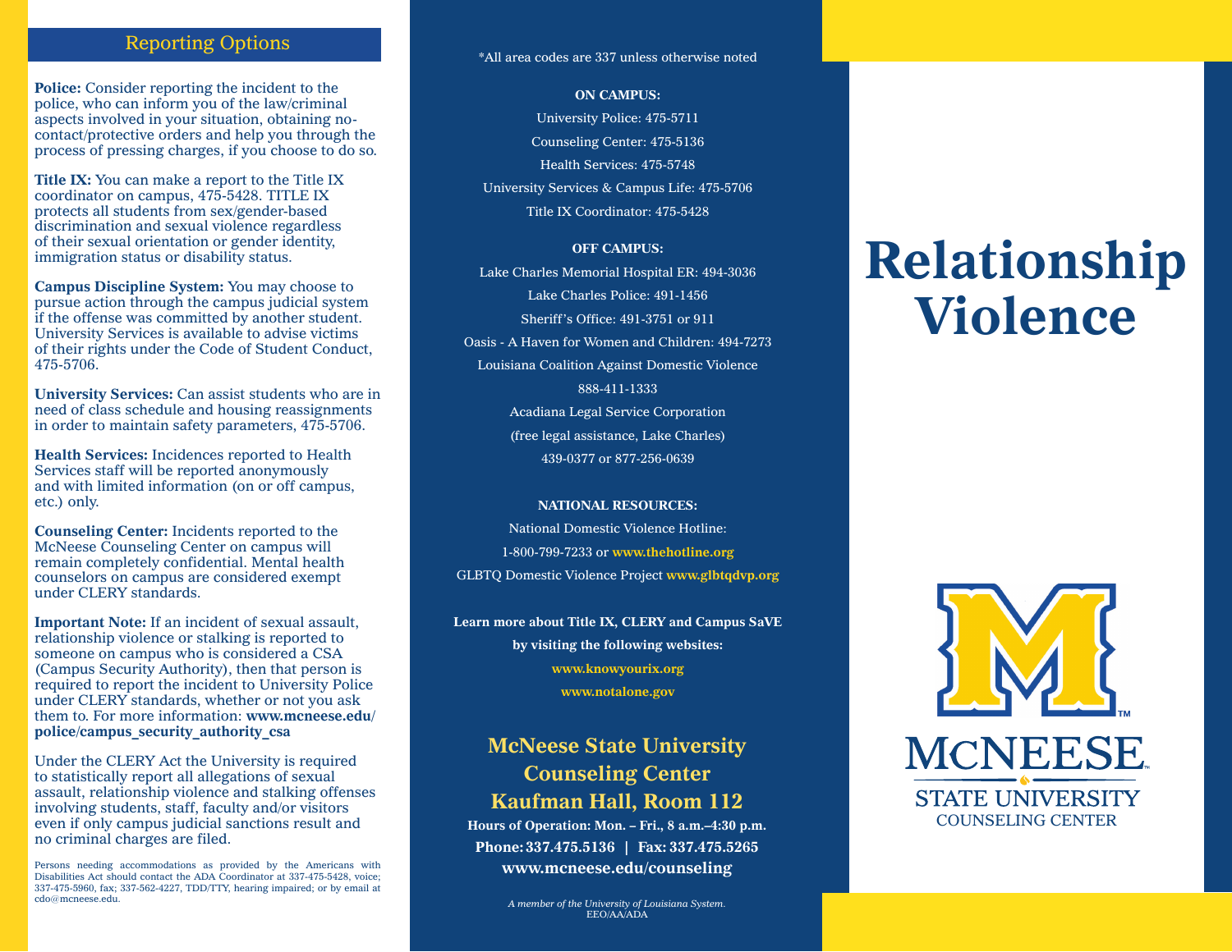## Reporting Options

**Police:** Consider reporting the incident to the police, who can inform you of the law/criminal aspects involved in your situation, obtaining no-contact/protective orders and help you through the process of pressing charges, if you choose to do so.

**Title IX:** You can make a report to the Title IX coordinator on campus, 475-5428. TITLE IX protects all students from sex/gender-based discrimination and sexual violence regardless of their sexual orientation or gender identity, immigration status or disability status.

**Campus Discipline System:** You may choose to pursue action through the campus judicial system if the offense was committed by another student. University Services is available to advise victims of their rights under the Code of Student Conduct, 475-5706.

**University Services:** Can assist students who are in need of class schedule and housing reassignments in order to maintain safety parameters, 475-5706.

**Health Services:** Incidences reported to Health Services staff will be reported anonymously and with limited information (on or off campus, etc.) only.

**Counseling Center:** Incidents reported to the McNeese Counseling Center on campus will remain completely confidential. Mental health counselors on campus are considered exempt under CLERY standards.

**Important Note:** If an incident of sexual assault, relationship violence or stalking is reported to someone on campus who is considered a CSA (Campus Security Authority), then that person is required to report the incident to University Police under CLERY standards, whether or not you ask them to. For more information: **www.mcneese.edu/police/campus_security_authority_csa**

Under the CLERY Act the University is required to statistically report all allegations of sexual assault, relationship violence and stalking offenses involving students, staff, faculty and/or visitors even if only campus judicial sanctions result and no criminal charges are filed.

Persons needing accommodations as provided by the Americans with Disabilities Act should contact the ADA Coordinator at 337-475-5428, voice; 337-475-5960, fax; 337-562-4227, TDD/TTY, hearing impaired; or by email at cdo@mcneese.edu.

*All area codes are 337 unless otherwise noted

**ON CAMPUS:**

University Police: 475-5711
Counseling Center: 475-5136
Health Services: 475-5748
University Services & Campus Life: 475-5706
Title IX Coordinator: 475-5428

**OFF CAMPUS:**

Lake Charles Memorial Hospital ER: 494-3036
Lake Charles Police: 491-1456
Sheriff's Office: 491-3751 or 911
Oasis - A Haven for Women and Children: 494-7273
Louisiana Coalition Against Domestic Violence
888-411-1333
Acadiana Legal Service Corporation
(free legal assistance, Lake Charles)
439-0377 or 877-256-0639

**NATIONAL RESOURCES:**

National Domestic Violence Hotline:
1-800-799-7233 or **www.thehotline.org**
GLBTQ Domestic Violence Project **www.glbtqdvp.org**

**Learn more about Title IX, CLERY and Campus SaVE by visiting the following websites:**

**www.knowyourix.org**
**www.notalone.gov**

### McNeese State University Counseling Center Kaufman Hall, Room 112

**Hours of Operation: Mon. – Fri., 8 a.m.–4:30 p.m.**
**Phone: 337.475.5136 | Fax: 337.475.5265**
**www.mcneese.edu/counseling**

*A member of the University of Louisiana System.*
EEO/AA/ADA

# Relationship Violence

McNEESE STATE UNIVERSITY
COUNSELING CENTER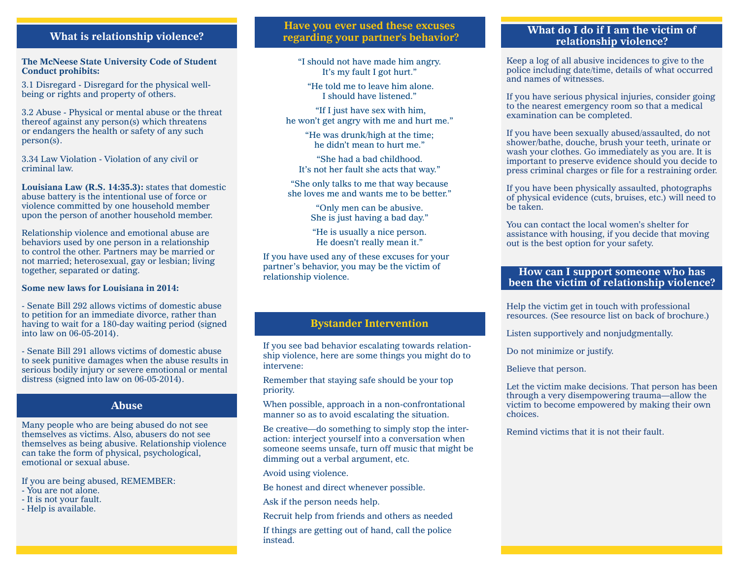## What is relationship violence?

**The McNeese State University Code of Student Conduct prohibits:**

3.1 Disregard - Disregard for the physical well-being or rights and property of others.

3.2 Abuse - Physical or mental abuse or the threat thereof against any person(s) which threatens or endangers the health or safety of any such person(s).

3.34 Law Violation - Violation of any civil or criminal law.

**Louisiana Law (R.S. 14:35.3):** states that domestic abuse battery is the intentional use of force or violence committed by one household member upon the person of another household member.

Relationship violence and emotional abuse are behaviors used by one person in a relationship to control the other. Partners may be married or not married; heterosexual, gay or lesbian; living together, separated or dating.

**Some new laws for Louisiana in 2014:**

- Senate Bill 292 allows victims of domestic abuse to petition for an immediate divorce, rather than having to wait for a 180-day waiting period (signed into law on 06-05-2014).

- Senate Bill 291 allows victims of domestic abuse to seek punitive damages when the abuse results in serious bodily injury or severe emotional or mental distress (signed into law on 06-05-2014).

## Abuse

Many people who are being abused do not see themselves as victims. Also, abusers do not see themselves as being abusive. Relationship violence can take the form of physical, psychological, emotional or sexual abuse.

If you are being abused, REMEMBER:
- You are not alone.
- It is not your fault.
- Help is available.

## Have you ever used these excuses regarding your partner's behavior?

"I should not have made him angry. It's my fault I got hurt."

"He told me to leave him alone. I should have listened."

"If I just have sex with him, he won't get angry with me and hurt me."

"He was drunk/high at the time; he didn't mean to hurt me."

"She had a bad childhood. It's not her fault she acts that way."

"She only talks to me that way because she loves me and wants me to be better."

"Only men can be abusive. She is just having a bad day."

"He is usually a nice person. He doesn't really mean it."

If you have used any of these excuses for your partner's behavior, you may be the victim of relationship violence.

## Bystander Intervention

If you see bad behavior escalating towards relationship violence, here are some things you might do to intervene:

Remember that staying safe should be your top priority.

When possible, approach in a non-confrontational manner so as to avoid escalating the situation.

Be creative—do something to simply stop the interaction: interject yourself into a conversation when someone seems unsafe, turn off music that might be dimming out a verbal argument, etc.

Avoid using violence.

Be honest and direct whenever possible.

Ask if the person needs help.

Recruit help from friends and others as needed

If things are getting out of hand, call the police instead.

## What do I do if I am the victim of relationship violence?

Keep a log of all abusive incidences to give to the police including date/time, details of what occurred and names of witnesses.

If you have serious physical injuries, consider going to the nearest emergency room so that a medical examination can be completed.

If you have been sexually abused/assaulted, do not shower/bathe, douche, brush your teeth, urinate or wash your clothes. Go immediately as you are. It is important to preserve evidence should you decide to press criminal charges or file for a restraining order.

If you have been physically assaulted, photographs of physical evidence (cuts, bruises, etc.) will need to be taken.

You can contact the local women's shelter for assistance with housing, if you decide that moving out is the best option for your safety.

## How can I support someone who has been the victim of relationship violence?

Help the victim get in touch with professional resources. (See resource list on back of brochure.)

Listen supportively and nonjudgmentally.

Do not minimize or justify.

Believe that person.

Let the victim make decisions. That person has been through a very disempowering trauma—allow the victim to become empowered by making their own choices.

Remind victims that it is not their fault.